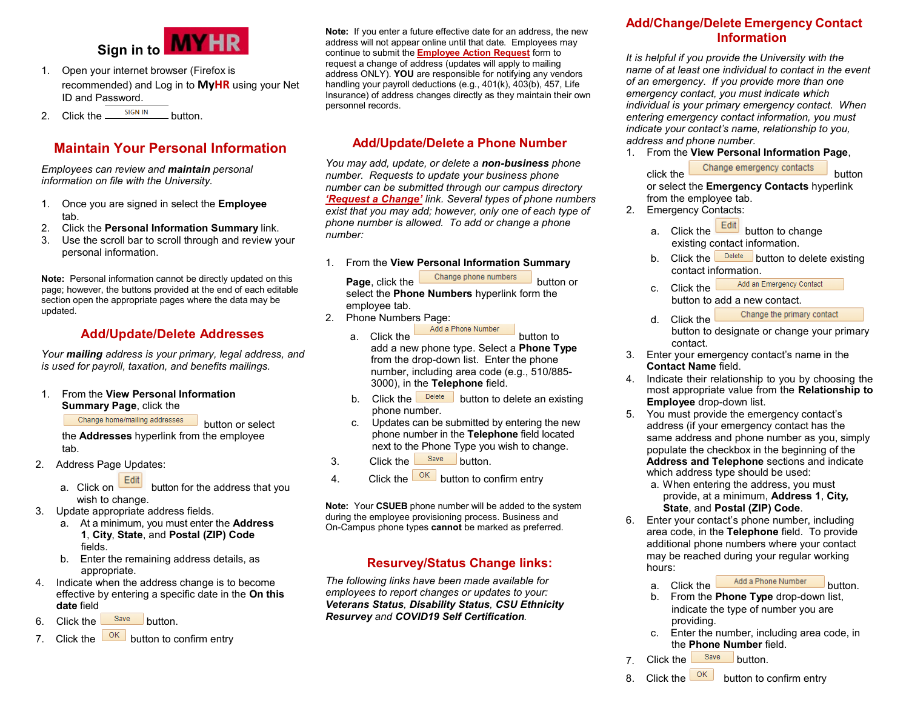# Sign in to MYHR

1. Open your internet browser (Firefox is recommended) and Log in to **MyHR** using your Net ID and Password.
2. Click the SIGN IN button.

## Maintain Your Personal Information

*Employees can review and **maintain** personal information on file with the University.*

1. Once you are signed in select the **Employee** tab.
2. Click the **Personal Information Summary** link.
3. Use the scroll bar to scroll through and review your personal information.

**Note:** Personal information cannot be directly updated on this page; however, the buttons provided at the end of each editable section open the appropriate pages where the data may be updated.

## Add/Update/Delete Addresses

*Your **mailing** address is your primary, legal address, and is used for payroll, taxation, and benefits mailings.*

1. From the **View Personal Information Summary Page**, click the Change home/mailing addresses button or select the **Addresses** hyperlink from the employee tab.
2. Address Page Updates:
   a. Click on Edit button for the address that you wish to change.
3. Update appropriate address fields.
   a. At a minimum, you must enter the **Address 1**, **City**, **State**, and **Postal (ZIP) Code** fields.
   b. Enter the remaining address details, as appropriate.
4. Indicate when the address change is to become effective by entering a specific date in the **On this date** field
6. Click the Save button.
7. Click the OK button to confirm entry

**Note:** If you enter a future effective date for an address, the new address will not appear online until that date. Employees may continue to submit the **Employee Action Request** form to request a change of address (updates will apply to mailing address ONLY). **YOU** are responsible for notifying any vendors handling your payroll deductions (e.g., 401(k), 403(b), 457, Life Insurance) of address changes directly as they maintain their own personnel records.

## Add/Update/Delete a Phone Number

*You may add, update, or delete a **non-business** phone number. Requests to update your business phone number can be submitted through our campus directory **'Request a Change'** link. Several types of phone numbers exist that you may add; however, only one of each type of phone number is allowed. To add or change a phone number:*

1. From the **View Personal Information Summary Page**, click the Change phone numbers button or select the **Phone Numbers** hyperlink form the employee tab.
2. Phone Numbers Page:
   a. Click the Add a Phone Number button to add a new phone type. Select a **Phone Type** from the drop-down list. Enter the phone number, including area code (e.g., 510/885-3000), in the **Telephone** field.
   b. Click the Delete button to delete an existing phone number.
   c. Updates can be submitted by entering the new phone number in the **Telephone** field located next to the Phone Type you wish to change.
3. Click the Save button.
4. Click the OK button to confirm entry

**Note:** Your **CSUEB** phone number will be added to the system during the employee provisioning process. Business and On-Campus phone types **cannot** be marked as preferred.

## Resurvey/Status Change links:

*The following links have been made available for employees to report changes or updates to your: **Veterans Status**, **Disability Status**, **CSU Ethnicity Resurvey** and **COVID19 Self Certification**.*

## Add/Change/Delete Emergency Contact Information

*It is helpful if you provide the University with the name of at least one individual to contact in the event of an emergency. If you provide more than one emergency contact, you must indicate which individual is your primary emergency contact. When entering emergency contact information, you must indicate your contact's name, relationship to you, address and phone number.*

1. From the **View Personal Information Page**, click the Change emergency contacts button or select the **Emergency Contacts** hyperlink from the employee tab.
2. Emergency Contacts:
   a. Click the Edit button to change existing contact information.
   b. Click the Delete button to delete existing contact information.
   c. Click the Add an Emergency Contact button to add a new contact.
   d. Click the Change the primary contact button to designate or change your primary contact.
3. Enter your emergency contact's name in the **Contact Name** field.
4. Indicate their relationship to you by choosing the most appropriate value from the **Relationship to Employee** drop-down list.
5. You must provide the emergency contact's address (if your emergency contact has the same address and phone number as you, simply populate the checkbox in the beginning of the **Address and Telephone** sections and indicate which address type should be used:
   a. When entering the address, you must provide, at a minimum, **Address 1**, **City, State**, and **Postal (ZIP) Code**.
6. Enter your contact's phone number, including area code, in the **Telephone** field. To provide additional phone numbers where your contact may be reached during your regular working hours:
   a. Click the Add a Phone Number button.
   b. From the **Phone Type** drop-down list, indicate the type of number you are providing.
   c. Enter the number, including area code, in the **Phone Number** field.
7. Click the Save button.
8. Click the OK button to confirm entry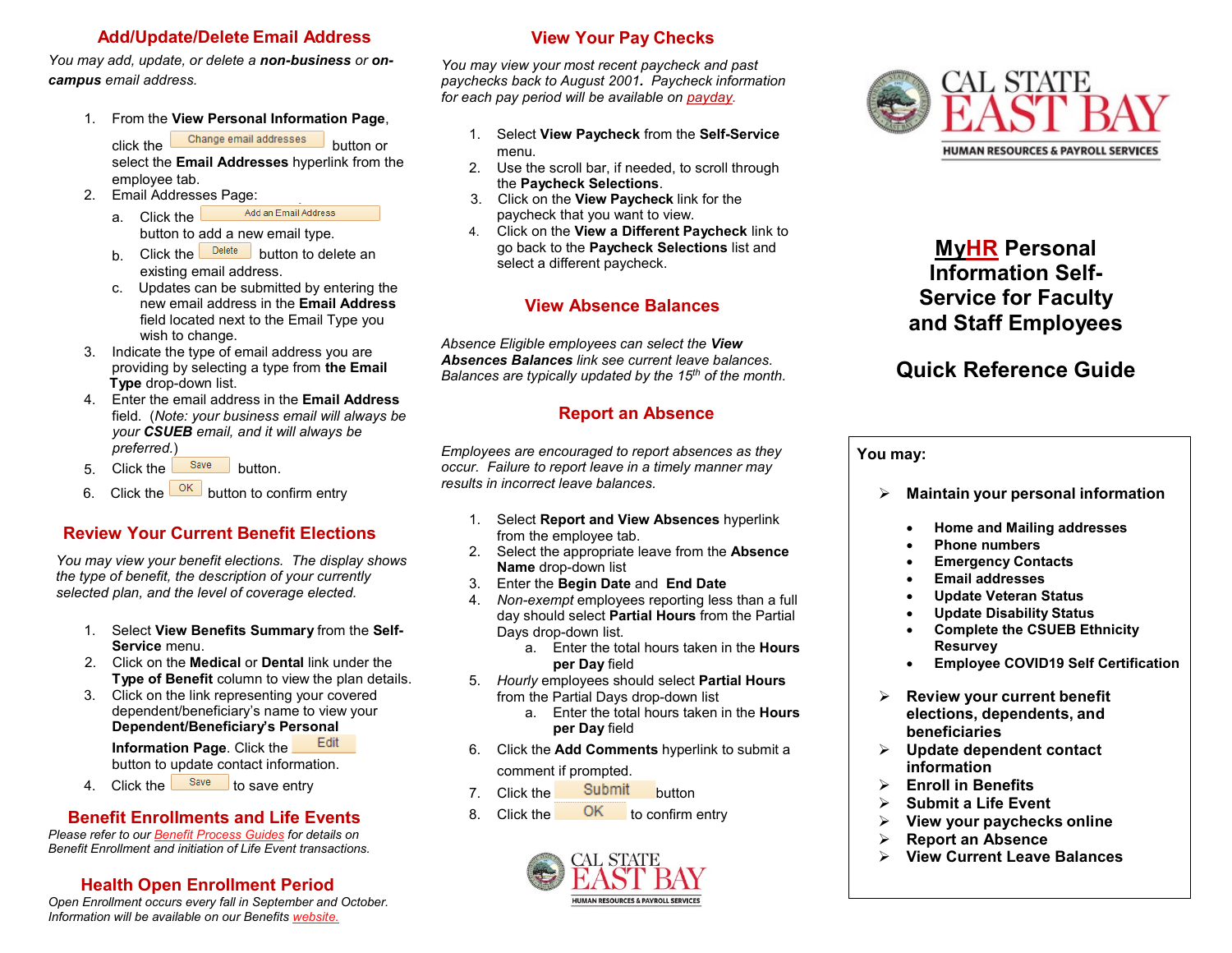## Add/Update/Delete Email Address

*You may add, update, or delete a **non-business** or **on-campus** email address.*

1. From the **View Personal Information Page**, click the [Change email addresses] button or select the **Email Addresses** hyperlink from the employee tab.
2. Email Addresses Page:
   a. Click the [Add an Email Address] button to add a new email type.
   b. Click the [Delete] button to delete an existing email address.
   c. Updates can be submitted by entering the new email address in the **Email Address** field located next to the Email Type you wish to change.
3. Indicate the type of email address you are providing by selecting a type from **the Email Type** drop-down list.
4. Enter the email address in the **Email Address** field. (*Note: your business email will always be your **CSUEB** email, and it will always be preferred.*)
5. Click the [Save] button.
6. Click the [OK] button to confirm entry

## Review Your Current Benefit Elections

*You may view your benefit elections. The display shows the type of benefit, the description of your currently selected plan, and the level of coverage elected.*

1. Select **View Benefits Summary** from the **Self-Service** menu.
2. Click on the **Medical** or **Dental** link under the **Type of Benefit** column to view the plan details.
3. Click on the link representing your covered dependent/beneficiary's name to view your **Dependent/Beneficiary's Personal Information Page**. Click the [Edit] button to update contact information.
4. Click the [Save] to save entry

## Benefit Enrollments and Life Events

*Please refer to our Benefit Process Guides for details on Benefit Enrollment and initiation of Life Event transactions.*

## Health Open Enrollment Period

*Open Enrollment occurs every fall in September and October. Information will be available on our Benefits website.*

## View Your Pay Checks

*You may view your most recent paycheck and past paychecks back to August 2001. Paycheck information for each pay period will be available on payday.*

1. Select **View Paycheck** from the **Self-Service** menu.
2. Use the scroll bar, if needed, to scroll through the **Paycheck Selections**.
3. Click on the **View Paycheck** link for the paycheck that you want to view.
4. Click on the **View a Different Paycheck** link to go back to the **Paycheck Selections** list and select a different paycheck.

## View Absence Balances

*Absence Eligible employees can select the **View Absences Balances** link see current leave balances. Balances are typically updated by the 15th of the month.*

## Report an Absence

*Employees are encouraged to report absences as they occur. Failure to report leave in a timely manner may results in incorrect leave balances.*

1. Select **Report and View Absences** hyperlink from the employee tab.
2. Select the appropriate leave from the **Absence Name** drop-down list
3. Enter the **Begin Date** and **End Date**
4. *Non-exempt* employees reporting less than a full day should select **Partial Hours** from the Partial Days drop-down list.
   a. Enter the total hours taken in the **Hours per Day** field
5. *Hourly* employees should select **Partial Hours** from the Partial Days drop-down list
   a. Enter the total hours taken in the **Hours per Day** field
6. Click the **Add Comments** hyperlink to submit a comment if prompted.
7. Click the [Submit] button
8. Click the [OK] to confirm entry

CAL STATE EAST BAY
HUMAN RESOURCES & PAYROLL SERVICES

CAL STATE EAST BAY
HUMAN RESOURCES & PAYROLL SERVICES

# MyHR Personal Information Self-Service for Faculty and Staff Employees

# Quick Reference Guide

**You may:**

- **Maintain your personal information**
  - **Home and Mailing addresses**
  - **Phone numbers**
  - **Emergency Contacts**
  - **Email addresses**
  - **Update Veteran Status**
  - **Update Disability Status**
  - **Complete the CSUEB Ethnicity Resurvey**
  - **Employee COVID19 Self Certification**
- **Review your current benefit elections, dependents, and beneficiaries**
- **Update dependent contact information**
- **Enroll in Benefits**
- **Submit a Life Event**
- **View your paychecks online**
- **Report an Absence**
- **View Current Leave Balances**